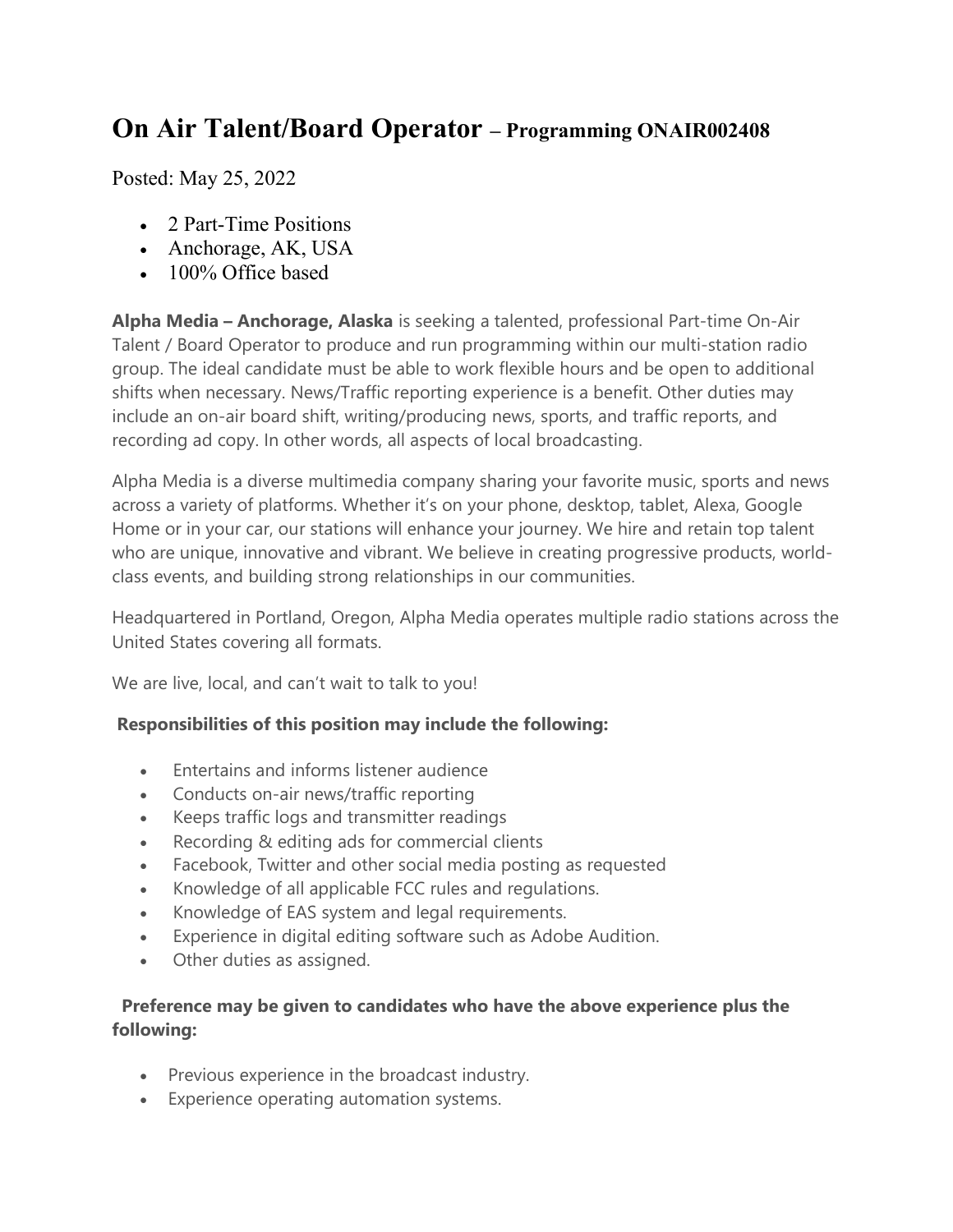# On Air Talent/Board Operator – Programming ONAIR002408

Posted: May 25, 2022

- 2 Part-Time Positions
- Anchorage, AK, USA
- 100% Office based

**Alpha Media – Anchorage, Alaska** is seeking a talented, professional Part-time On-Air Talent / Board Operator to produce and run programming within our multi-station radio group. The ideal candidate must be able to work flexible hours and be open to additional shifts when necessary. News/Traffic reporting experience is a benefit. Other duties may include an on-air board shift, writing/producing news, sports, and traffic reports, and recording ad copy. In other words, all aspects of local broadcasting.

Alpha Media is a diverse multimedia company sharing your favorite music, sports and news across a variety of platforms. Whether it's on your phone, desktop, tablet, Alexa, Google Home or in your car, our stations will enhance your journey. We hire and retain top talent who are unique, innovative and vibrant. We believe in creating progressive products, world-class events, and building strong relationships in our communities.

Headquartered in Portland, Oregon, Alpha Media operates multiple radio stations across the United States covering all formats.

We are live, local, and can't wait to talk to you!

**Responsibilities of this position may include the following:**

- Entertains and informs listener audience
- Conducts on-air news/traffic reporting
- Keeps traffic logs and transmitter readings
- Recording & editing ads for commercial clients
- Facebook, Twitter and other social media posting as requested
- Knowledge of all applicable FCC rules and regulations.
- Knowledge of EAS system and legal requirements.
- Experience in digital editing software such as Adobe Audition.
- Other duties as assigned.

**Preference may be given to candidates who have the above experience plus the following:**

- Previous experience in the broadcast industry.
- Experience operating automation systems.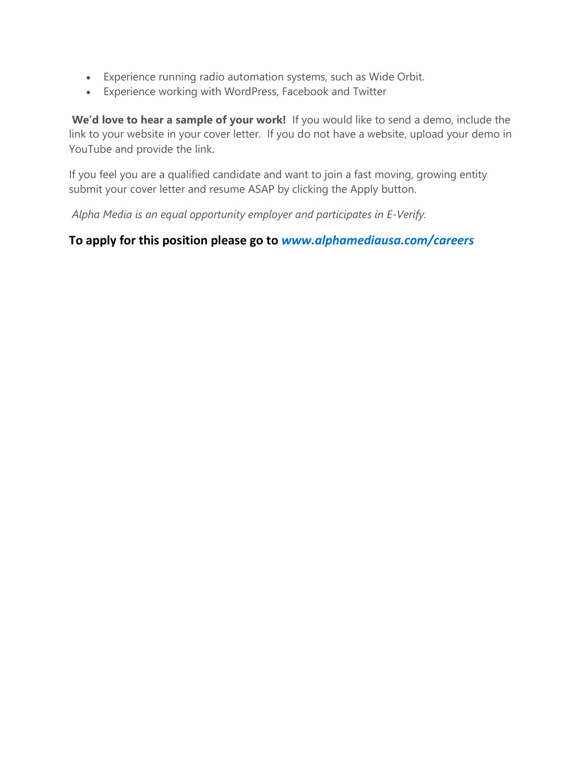- Experience running radio automation systems, such as Wide Orbit.
- Experience working with WordPress, Facebook and Twitter

**We'd love to hear a sample of your work!** If you would like to send a demo, include the link to your website in your cover letter. If you do not have a website, upload your demo in YouTube and provide the link.

If you feel you are a qualified candidate and want to join a fast moving, growing entity submit your cover letter and resume ASAP by clicking the Apply button.

*Alpha Media is an equal opportunity employer and participates in E-Verify.*

**To apply for this position please go to *www.alphamediausa.com/careers***